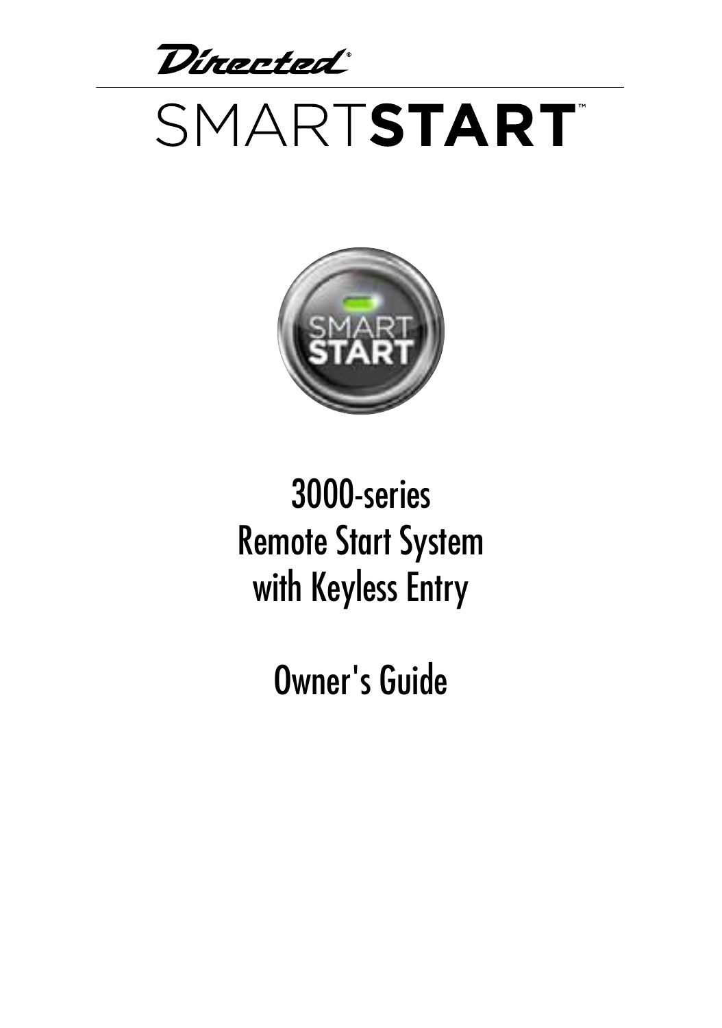Directed®

# SMARTSTART™

SMART START

## 3000-series Remote Start System with Keyless Entry

## Owner's Guide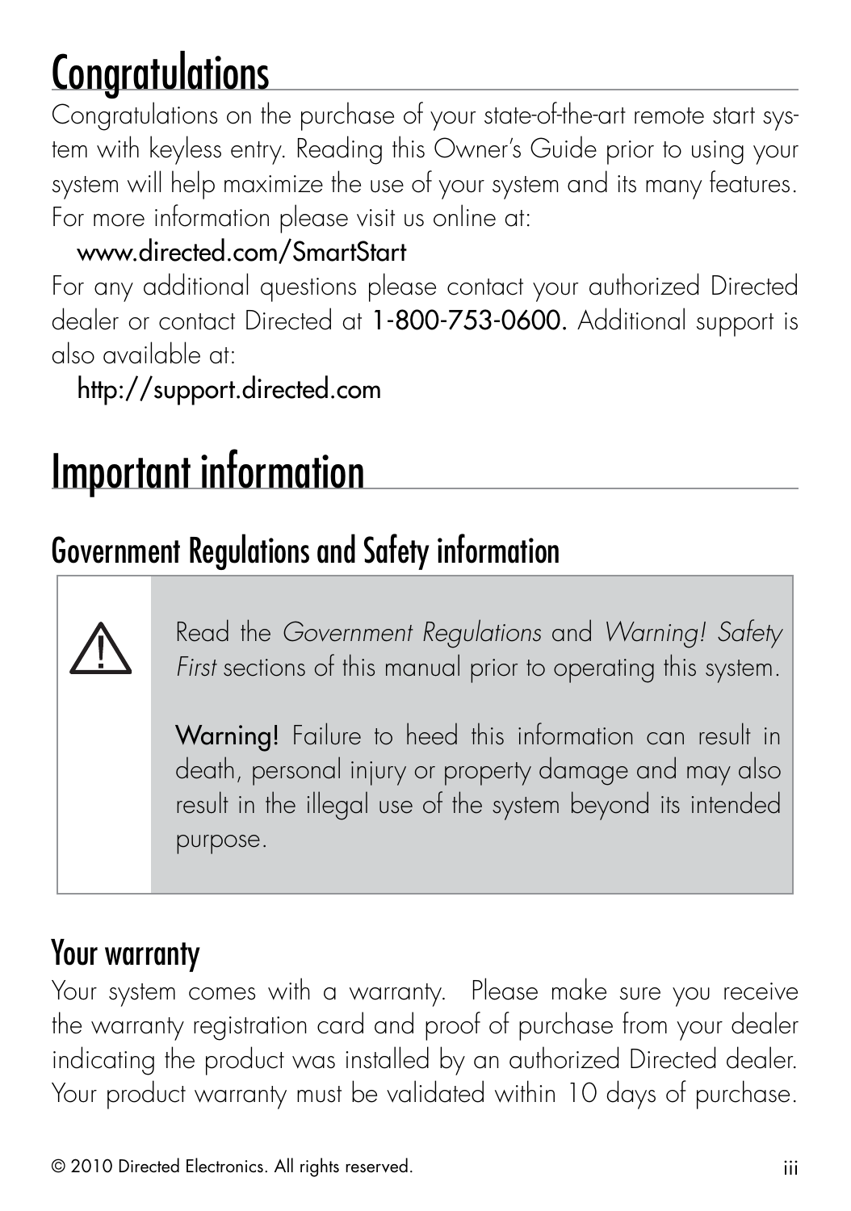# Congratulations

Congratulations on the purchase of your state-of-the-art remote start system with keyless entry. Reading this Owner's Guide prior to using your system will help maximize the use of your system and its many features. For more information please visit us online at:

www.directed.com/SmartStart

For any additional questions please contact your authorized Directed dealer or contact Directed at **1-800-753-0600.** Additional support is also available at:

http://support.directed.com

# Important information

## Government Regulations and Safety information

> ⚠ Read the *Government Regulations* and *Warning! Safety First* sections of this manual prior to operating this system.
>
> **Warning!** Failure to heed this information can result in death, personal injury or property damage and may also result in the illegal use of the system beyond its intended purpose.

## Your warranty

Your system comes with a warranty. Please make sure you receive the warranty registration card and proof of purchase from your dealer indicating the product was installed by an authorized Directed dealer. Your product warranty must be validated within 10 days of purchase.

© 2010 Directed Electronics. All rights reserved.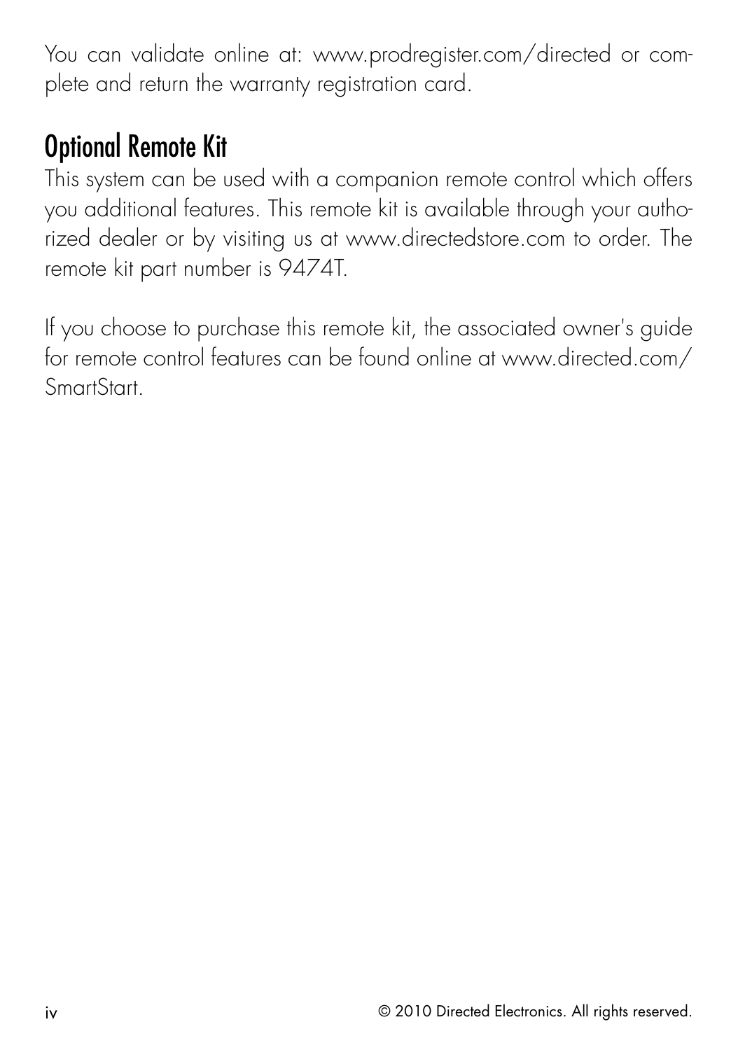You can validate online at: www.prodregister.com/directed or complete and return the warranty registration card.

## Optional Remote Kit

This system can be used with a companion remote control which offers you additional features. This remote kit is available through your authorized dealer or by visiting us at www.directedstore.com to order. The remote kit part number is 9474T.

If you choose to purchase this remote kit, the associated owner's guide for remote control features can be found online at www.directed.com/SmartStart.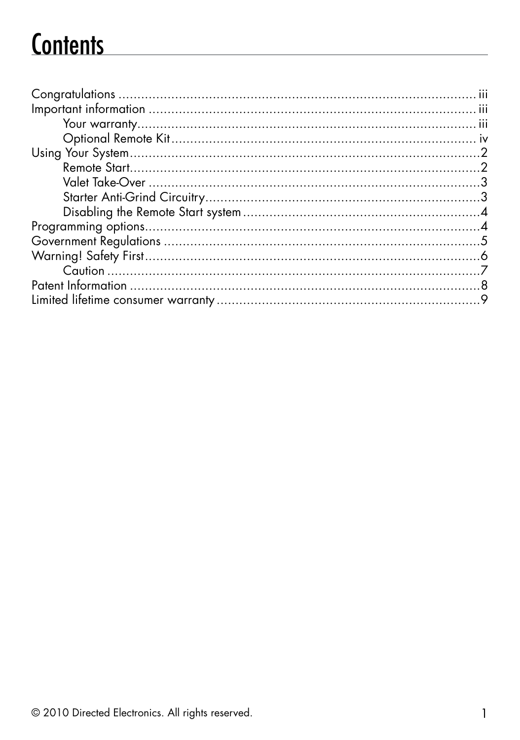# Contents

- Congratulations ........ iii
- Important information ........ iii
    - Your warranty ........ iii
    - Optional Remote Kit ........ iv
- Using Your System ........ 2
    - Remote Start ........ 2
    - Valet Take-Over ........ 3
    - Starter Anti-Grind Circuitry ........ 3
    - Disabling the Remote Start system ........ 4
- Programming options ........ 4
- Government Regulations ........ 5
- Warning! Safety First ........ 6
    - Caution ........ 7
- Patent Information ........ 8
- Limited lifetime consumer warranty ........ 9

© 2010 Directed Electronics. All rights reserved.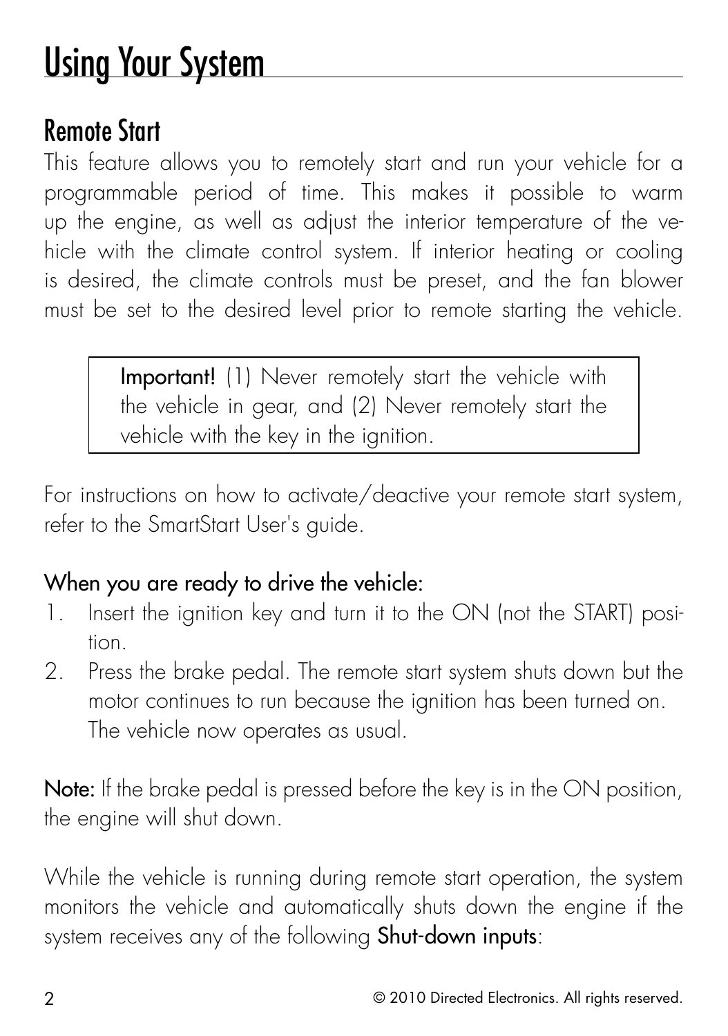# Using Your System

## Remote Start

This feature allows you to remotely start and run your vehicle for a programmable period of time. This makes it possible to warm up the engine, as well as adjust the interior temperature of the vehicle with the climate control system. If interior heating or cooling is desired, the climate controls must be preset, and the fan blower must be set to the desired level prior to remote starting the vehicle.

> **Important!** (1) Never remotely start the vehicle with the vehicle in gear, and (2) Never remotely start the vehicle with the key in the ignition.

For instructions on how to activate/deactive your remote start system, refer to the SmartStart User's guide.

### When you are ready to drive the vehicle:

1. Insert the ignition key and turn it to the ON (not the START) position.
2. Press the brake pedal. The remote start system shuts down but the motor continues to run because the ignition has been turned on. The vehicle now operates as usual.

**Note:** If the brake pedal is pressed before the key is in the ON position, the engine will shut down.

While the vehicle is running during remote start operation, the system monitors the vehicle and automatically shuts down the engine if the system receives any of the following **Shut-down inputs**: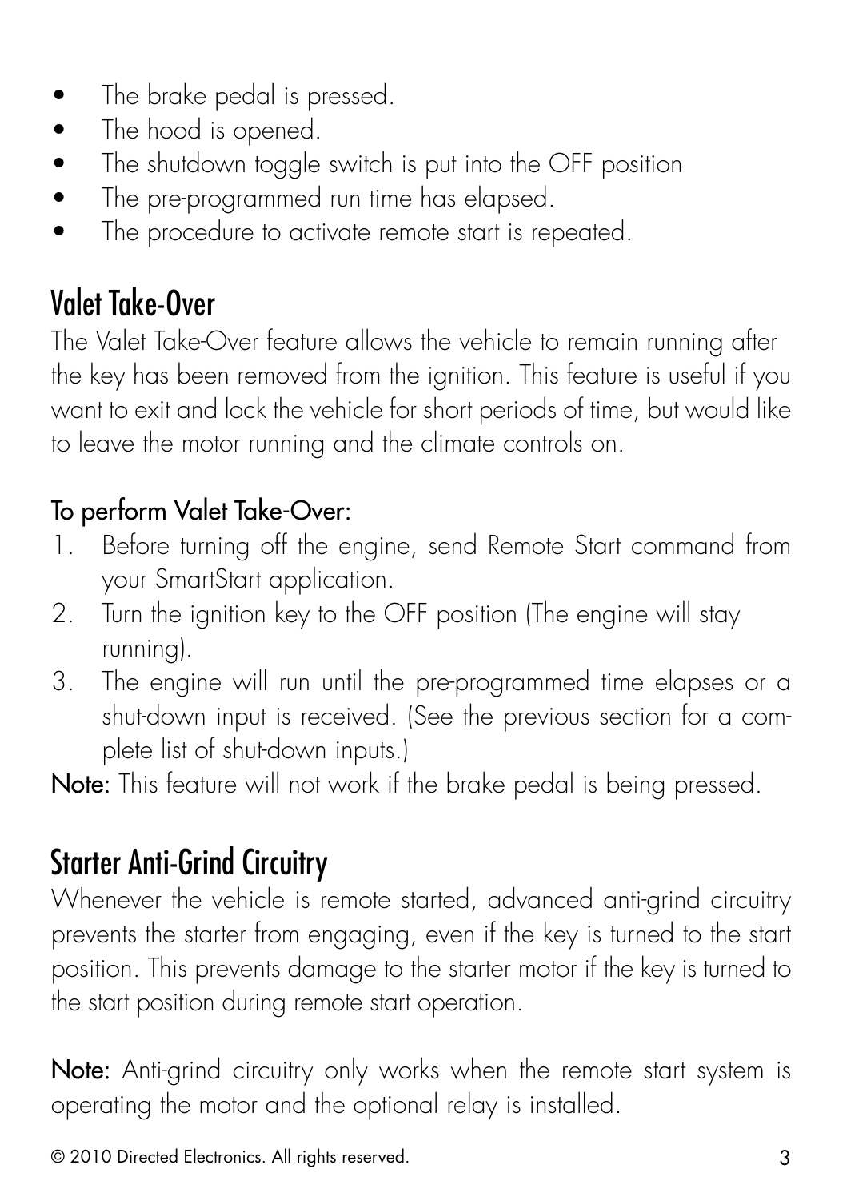- The brake pedal is pressed.
- The hood is opened.
- The shutdown toggle switch is put into the OFF position
- The pre-programmed run time has elapsed.
- The procedure to activate remote start is repeated.

## Valet Take-Over

The Valet Take-Over feature allows the vehicle to remain running after the key has been removed from the ignition. This feature is useful if you want to exit and lock the vehicle for short periods of time, but would like to leave the motor running and the climate controls on.

### To perform Valet Take-Over:

1. Before turning off the engine, send Remote Start command from your SmartStart application.
2. Turn the ignition key to the OFF position (The engine will stay running).
3. The engine will run until the pre-programmed time elapses or a shut-down input is received. (See the previous section for a complete list of shut-down inputs.)

**Note:** This feature will not work if the brake pedal is being pressed.

## Starter Anti-Grind Circuitry

Whenever the vehicle is remote started, advanced anti-grind circuitry prevents the starter from engaging, even if the key is turned to the start position. This prevents damage to the starter motor if the key is turned to the start position during remote start operation.

**Note:** Anti-grind circuitry only works when the remote start system is operating the motor and the optional relay is installed.

© 2010 Directed Electronics. All rights reserved.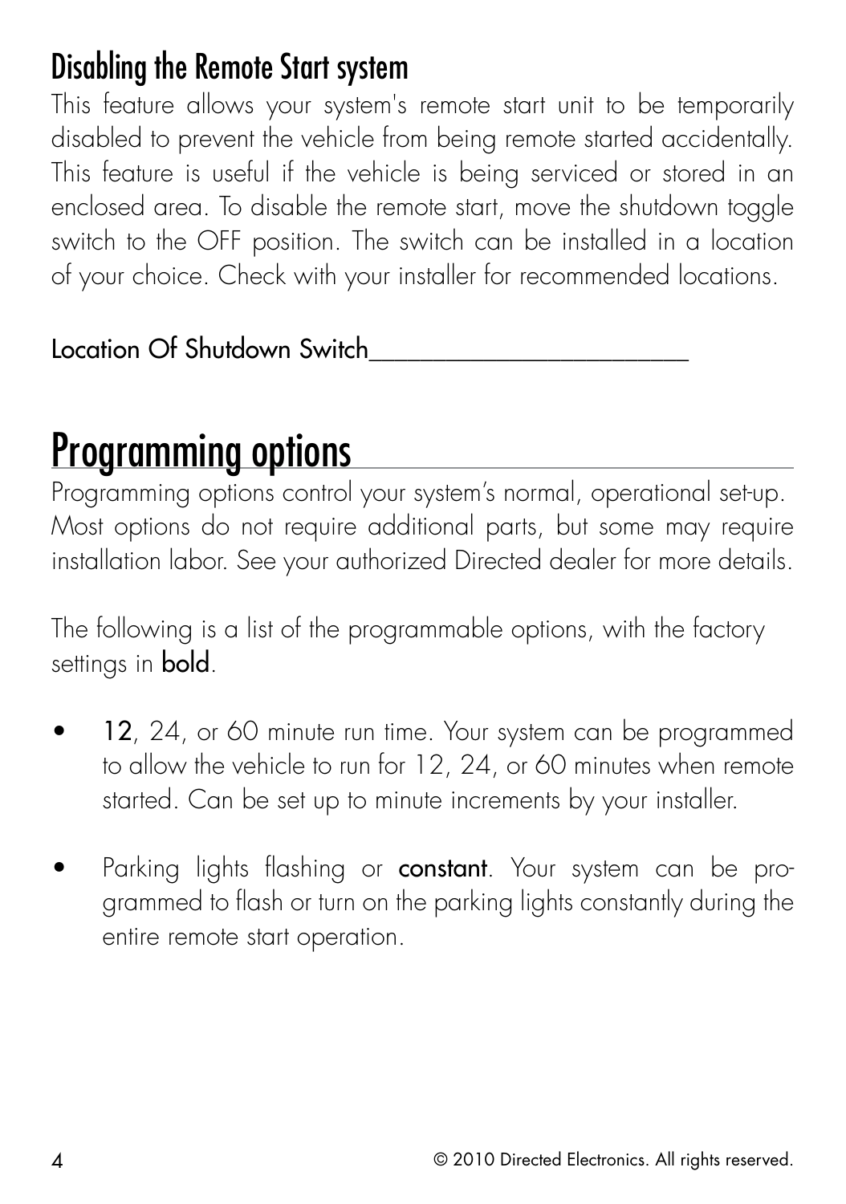### Disabling the Remote Start system

This feature allows your system's remote start unit to be temporarily disabled to prevent the vehicle from being remote started accidentally. This feature is useful if the vehicle is being serviced or stored in an enclosed area. To disable the remote start, move the shutdown toggle switch to the OFF position. The switch can be installed in a location of your choice. Check with your installer for recommended locations.

Location Of Shutdown Switch_________________________

## Programming options

Programming options control your system's normal, operational set-up. Most options do not require additional parts, but some may require installation labor. See your authorized Directed dealer for more details.

The following is a list of the programmable options, with the factory settings in **bold**.

- **12**, 24, or 60 minute run time. Your system can be programmed to allow the vehicle to run for 12, 24, or 60 minutes when remote started. Can be set up to minute increments by your installer.
- Parking lights flashing or **constant**. Your system can be programmed to flash or turn on the parking lights constantly during the entire remote start operation.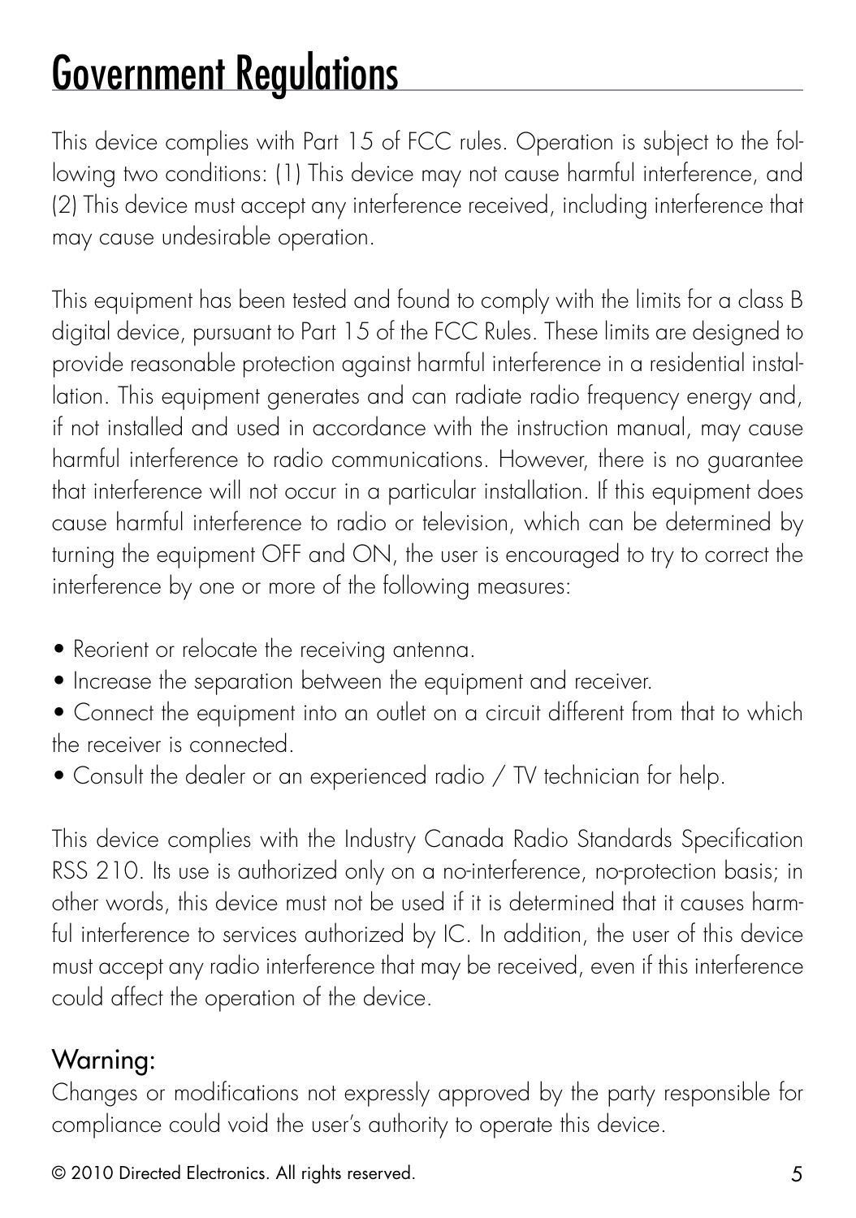# Government Regulations

This device complies with Part 15 of FCC rules. Operation is subject to the following two conditions: (1) This device may not cause harmful interference, and (2) This device must accept any interference received, including interference that may cause undesirable operation.

This equipment has been tested and found to comply with the limits for a class B digital device, pursuant to Part 15 of the FCC Rules. These limits are designed to provide reasonable protection against harmful interference in a residential installation. This equipment generates and can radiate radio frequency energy and, if not installed and used in accordance with the instruction manual, may cause harmful interference to radio communications. However, there is no guarantee that interference will not occur in a particular installation. If this equipment does cause harmful interference to radio or television, which can be determined by turning the equipment OFF and ON, the user is encouraged to try to correct the interference by one or more of the following measures:

- Reorient or relocate the receiving antenna.
- Increase the separation between the equipment and receiver.
- Connect the equipment into an outlet on a circuit different from that to which the receiver is connected.
- Consult the dealer or an experienced radio / TV technician for help.

This device complies with the Industry Canada Radio Standards Specification RSS 210. Its use is authorized only on a no-interference, no-protection basis; in other words, this device must not be used if it is determined that it causes harmful interference to services authorized by IC. In addition, the user of this device must accept any radio interference that may be received, even if this interference could affect the operation of the device.

## Warning:

Changes or modifications not expressly approved by the party responsible for compliance could void the user's authority to operate this device.

© 2010 Directed Electronics. All rights reserved.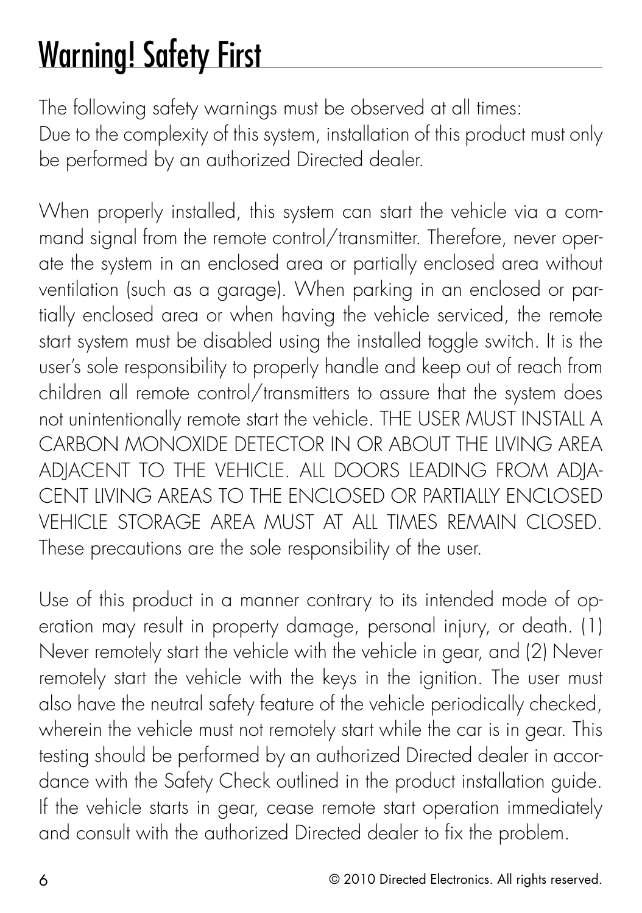# Warning! Safety First

The following safety warnings must be observed at all times:
Due to the complexity of this system, installation of this product must only be performed by an authorized Directed dealer.

When properly installed, this system can start the vehicle via a command signal from the remote control/transmitter. Therefore, never operate the system in an enclosed area or partially enclosed area without ventilation (such as a garage). When parking in an enclosed or partially enclosed area or when having the vehicle serviced, the remote start system must be disabled using the installed toggle switch. It is the user's sole responsibility to properly handle and keep out of reach from children all remote control/transmitters to assure that the system does not unintentionally remote start the vehicle. THE USER MUST INSTALL A CARBON MONOXIDE DETECTOR IN OR ABOUT THE LIVING AREA ADJACENT TO THE VEHICLE. ALL DOORS LEADING FROM ADJACENT LIVING AREAS TO THE ENCLOSED OR PARTIALLY ENCLOSED VEHICLE STORAGE AREA MUST AT ALL TIMES REMAIN CLOSED. These precautions are the sole responsibility of the user.

Use of this product in a manner contrary to its intended mode of operation may result in property damage, personal injury, or death. (1) Never remotely start the vehicle with the vehicle in gear, and (2) Never remotely start the vehicle with the keys in the ignition. The user must also have the neutral safety feature of the vehicle periodically checked, wherein the vehicle must not remotely start while the car is in gear. This testing should be performed by an authorized Directed dealer in accordance with the Safety Check outlined in the product installation guide. If the vehicle starts in gear, cease remote start operation immediately and consult with the authorized Directed dealer to fix the problem.

© 2010 Directed Electronics. All rights reserved.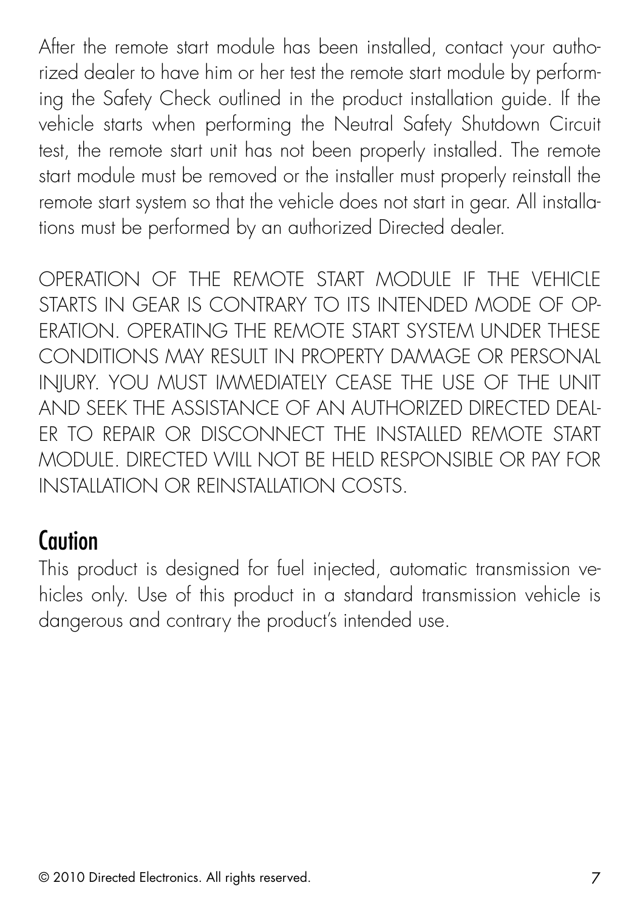After the remote start module has been installed, contact your authorized dealer to have him or her test the remote start module by performing the Safety Check outlined in the product installation guide. If the vehicle starts when performing the Neutral Safety Shutdown Circuit test, the remote start unit has not been properly installed. The remote start module must be removed or the installer must properly reinstall the remote start system so that the vehicle does not start in gear. All installations must be performed by an authorized Directed dealer.

OPERATION OF THE REMOTE START MODULE IF THE VEHICLE STARTS IN GEAR IS CONTRARY TO ITS INTENDED MODE OF OPERATION. OPERATING THE REMOTE START SYSTEM UNDER THESE CONDITIONS MAY RESULT IN PROPERTY DAMAGE OR PERSONAL INJURY. YOU MUST IMMEDIATELY CEASE THE USE OF THE UNIT AND SEEK THE ASSISTANCE OF AN AUTHORIZED DIRECTED DEALER TO REPAIR OR DISCONNECT THE INSTALLED REMOTE START MODULE. DIRECTED WILL NOT BE HELD RESPONSIBLE OR PAY FOR INSTALLATION OR REINSTALLATION COSTS.

## Caution

This product is designed for fuel injected, automatic transmission vehicles only. Use of this product in a standard transmission vehicle is dangerous and contrary the product's intended use.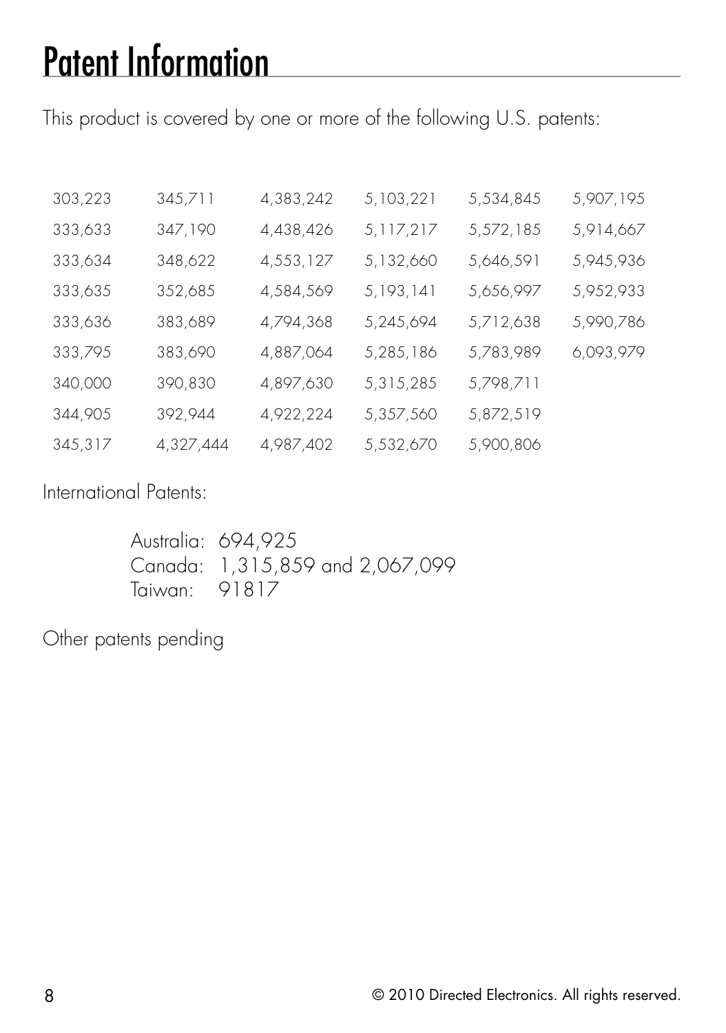# Patent Information

This product is covered by one or more of the following U.S. patents:

| | | | | | |
|---|---|---|---|---|---|
| 303,223 | 345,711 | 4,383,242 | 5,103,221 | 5,534,845 | 5,907,195 |
| 333,633 | 347,190 | 4,438,426 | 5,117,217 | 5,572,185 | 5,914,667 |
| 333,634 | 348,622 | 4,553,127 | 5,132,660 | 5,646,591 | 5,945,936 |
| 333,635 | 352,685 | 4,584,569 | 5,193,141 | 5,656,997 | 5,952,933 |
| 333,636 | 383,689 | 4,794,368 | 5,245,694 | 5,712,638 | 5,990,786 |
| 333,795 | 383,690 | 4,887,064 | 5,285,186 | 5,783,989 | 6,093,979 |
| 340,000 | 390,830 | 4,897,630 | 5,315,285 | 5,798,711 | |
| 344,905 | 392,944 | 4,922,224 | 5,357,560 | 5,872,519 | |
| 345,317 | 4,327,444 | 4,987,402 | 5,532,670 | 5,900,806 | |

International Patents:

Australia: 694,925
Canada: 1,315,859 and 2,067,099
Taiwan: 91817

Other patents pending

© 2010 Directed Electronics. All rights reserved.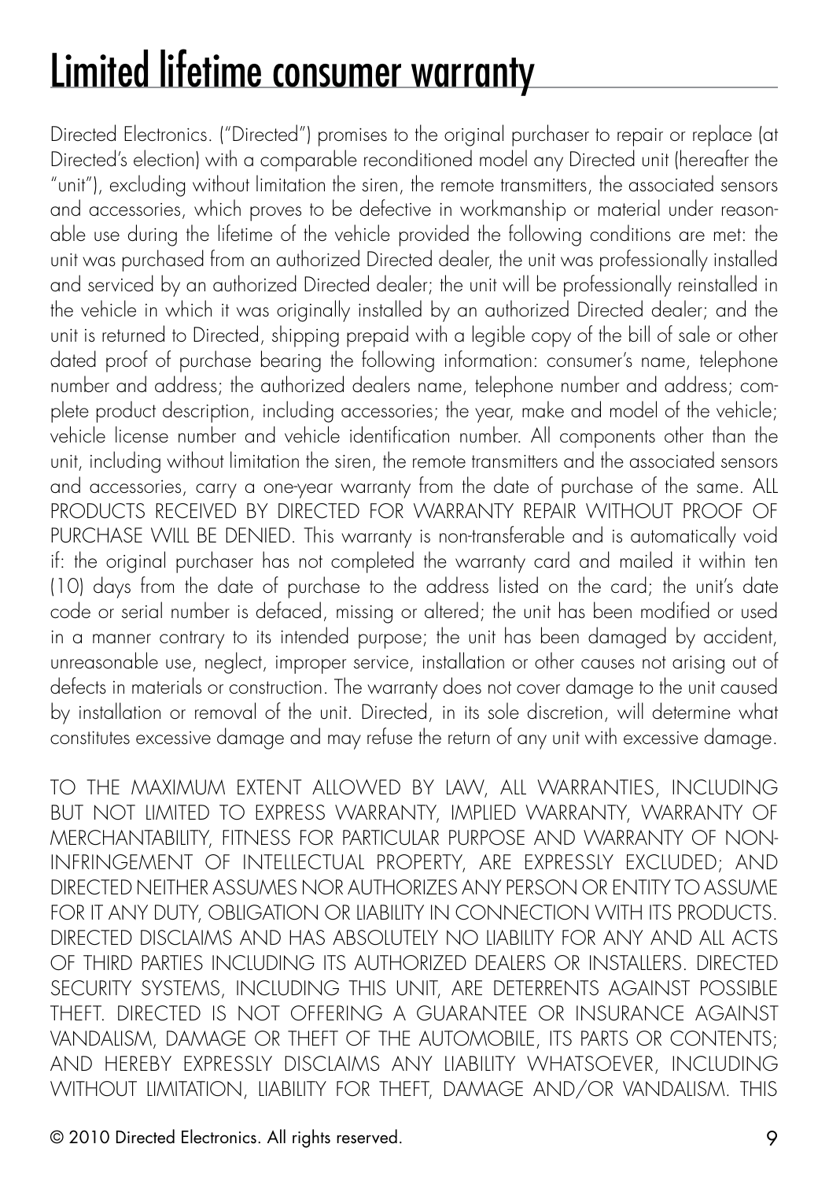# Limited lifetime consumer warranty

Directed Electronics. ("Directed") promises to the original purchaser to repair or replace (at Directed's election) with a comparable reconditioned model any Directed unit (hereafter the "unit"), excluding without limitation the siren, the remote transmitters, the associated sensors and accessories, which proves to be defective in workmanship or material under reasonable use during the lifetime of the vehicle provided the following conditions are met: the unit was purchased from an authorized Directed dealer, the unit was professionally installed and serviced by an authorized Directed dealer; the unit will be professionally reinstalled in the vehicle in which it was originally installed by an authorized Directed dealer; and the unit is returned to Directed, shipping prepaid with a legible copy of the bill of sale or other dated proof of purchase bearing the following information: consumer's name, telephone number and address; the authorized dealers name, telephone number and address; complete product description, including accessories; the year, make and model of the vehicle; vehicle license number and vehicle identification number. All components other than the unit, including without limitation the siren, the remote transmitters and the associated sensors and accessories, carry a one-year warranty from the date of purchase of the same. ALL PRODUCTS RECEIVED BY DIRECTED FOR WARRANTY REPAIR WITHOUT PROOF OF PURCHASE WILL BE DENIED. This warranty is non-transferable and is automatically void if: the original purchaser has not completed the warranty card and mailed it within ten (10) days from the date of purchase to the address listed on the card; the unit's date code or serial number is defaced, missing or altered; the unit has been modified or used in a manner contrary to its intended purpose; the unit has been damaged by accident, unreasonable use, neglect, improper service, installation or other causes not arising out of defects in materials or construction. The warranty does not cover damage to the unit caused by installation or removal of the unit. Directed, in its sole discretion, will determine what constitutes excessive damage and may refuse the return of any unit with excessive damage.

TO THE MAXIMUM EXTENT ALLOWED BY LAW, ALL WARRANTIES, INCLUDING BUT NOT LIMITED TO EXPRESS WARRANTY, IMPLIED WARRANTY, WARRANTY OF MERCHANTABILITY, FITNESS FOR PARTICULAR PURPOSE AND WARRANTY OF NON-INFRINGEMENT OF INTELLECTUAL PROPERTY, ARE EXPRESSLY EXCLUDED; AND DIRECTED NEITHER ASSUMES NOR AUTHORIZES ANY PERSON OR ENTITY TO ASSUME FOR IT ANY DUTY, OBLIGATION OR LIABILITY IN CONNECTION WITH ITS PRODUCTS. DIRECTED DISCLAIMS AND HAS ABSOLUTELY NO LIABILITY FOR ANY AND ALL ACTS OF THIRD PARTIES INCLUDING ITS AUTHORIZED DEALERS OR INSTALLERS. DIRECTED SECURITY SYSTEMS, INCLUDING THIS UNIT, ARE DETERRENTS AGAINST POSSIBLE THEFT. DIRECTED IS NOT OFFERING A GUARANTEE OR INSURANCE AGAINST VANDALISM, DAMAGE OR THEFT OF THE AUTOMOBILE, ITS PARTS OR CONTENTS; AND HEREBY EXPRESSLY DISCLAIMS ANY LIABILITY WHATSOEVER, INCLUDING WITHOUT LIMITATION, LIABILITY FOR THEFT, DAMAGE AND/OR VANDALISM. THIS

© 2010 Directed Electronics. All rights reserved.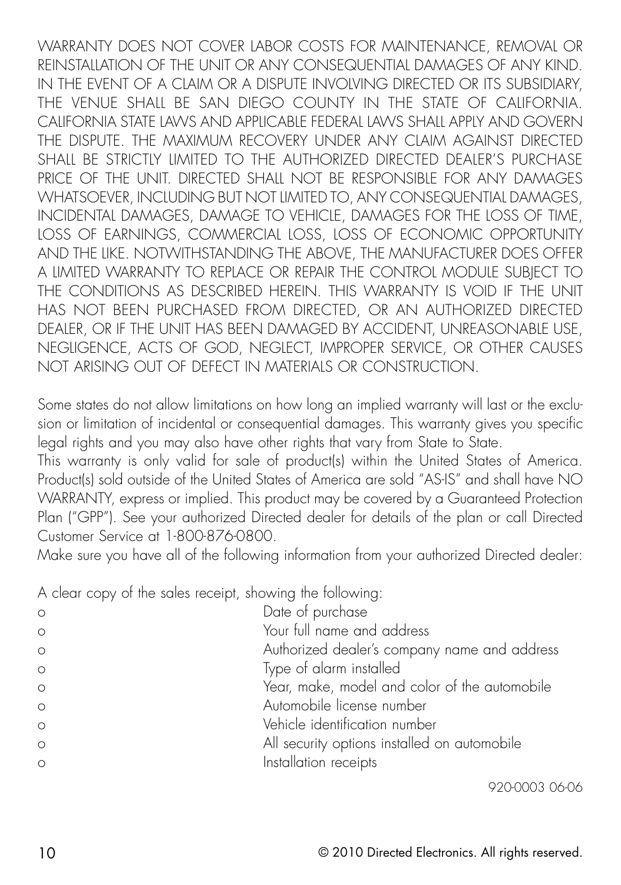WARRANTY DOES NOT COVER LABOR COSTS FOR MAINTENANCE, REMOVAL OR REINSTALLATION OF THE UNIT OR ANY CONSEQUENTIAL DAMAGES OF ANY KIND. IN THE EVENT OF A CLAIM OR A DISPUTE INVOLVING DIRECTED OR ITS SUBSIDIARY, THE VENUE SHALL BE SAN DIEGO COUNTY IN THE STATE OF CALIFORNIA. CALIFORNIA STATE LAWS AND APPLICABLE FEDERAL LAWS SHALL APPLY AND GOVERN THE DISPUTE. THE MAXIMUM RECOVERY UNDER ANY CLAIM AGAINST DIRECTED SHALL BE STRICTLY LIMITED TO THE AUTHORIZED DIRECTED DEALER'S PURCHASE PRICE OF THE UNIT. DIRECTED SHALL NOT BE RESPONSIBLE FOR ANY DAMAGES WHATSOEVER, INCLUDING BUT NOT LIMITED TO, ANY CONSEQUENTIAL DAMAGES, INCIDENTAL DAMAGES, DAMAGE TO VEHICLE, DAMAGES FOR THE LOSS OF TIME, LOSS OF EARNINGS, COMMERCIAL LOSS, LOSS OF ECONOMIC OPPORTUNITY AND THE LIKE. NOTWITHSTANDING THE ABOVE, THE MANUFACTURER DOES OFFER A LIMITED WARRANTY TO REPLACE OR REPAIR THE CONTROL MODULE SUBJECT TO THE CONDITIONS AS DESCRIBED HEREIN. THIS WARRANTY IS VOID IF THE UNIT HAS NOT BEEN PURCHASED FROM DIRECTED, OR AN AUTHORIZED DIRECTED DEALER, OR IF THE UNIT HAS BEEN DAMAGED BY ACCIDENT, UNREASONABLE USE, NEGLIGENCE, ACTS OF GOD, NEGLECT, IMPROPER SERVICE, OR OTHER CAUSES NOT ARISING OUT OF DEFECT IN MATERIALS OR CONSTRUCTION.

Some states do not allow limitations on how long an implied warranty will last or the exclusion or limitation of incidental or consequential damages. This warranty gives you specific legal rights and you may also have other rights that vary from State to State.

This warranty is only valid for sale of product(s) within the United States of America. Product(s) sold outside of the United States of America are sold "AS-IS" and shall have NO WARRANTY, express or implied. This product may be covered by a Guaranteed Protection Plan ("GPP"). See your authorized Directed dealer for details of the plan or call Directed Customer Service at 1-800-876-0800.

Make sure you have all of the following information from your authorized Directed dealer:

A clear copy of the sales receipt, showing the following:

- Date of purchase
- Your full name and address
- Authorized dealer's company name and address
- Type of alarm installed
- Year, make, model and color of the automobile
- Automobile license number
- Vehicle identification number
- All security options installed on automobile
- Installation receipts

920-0003 06-06

© 2010 Directed Electronics. All rights reserved.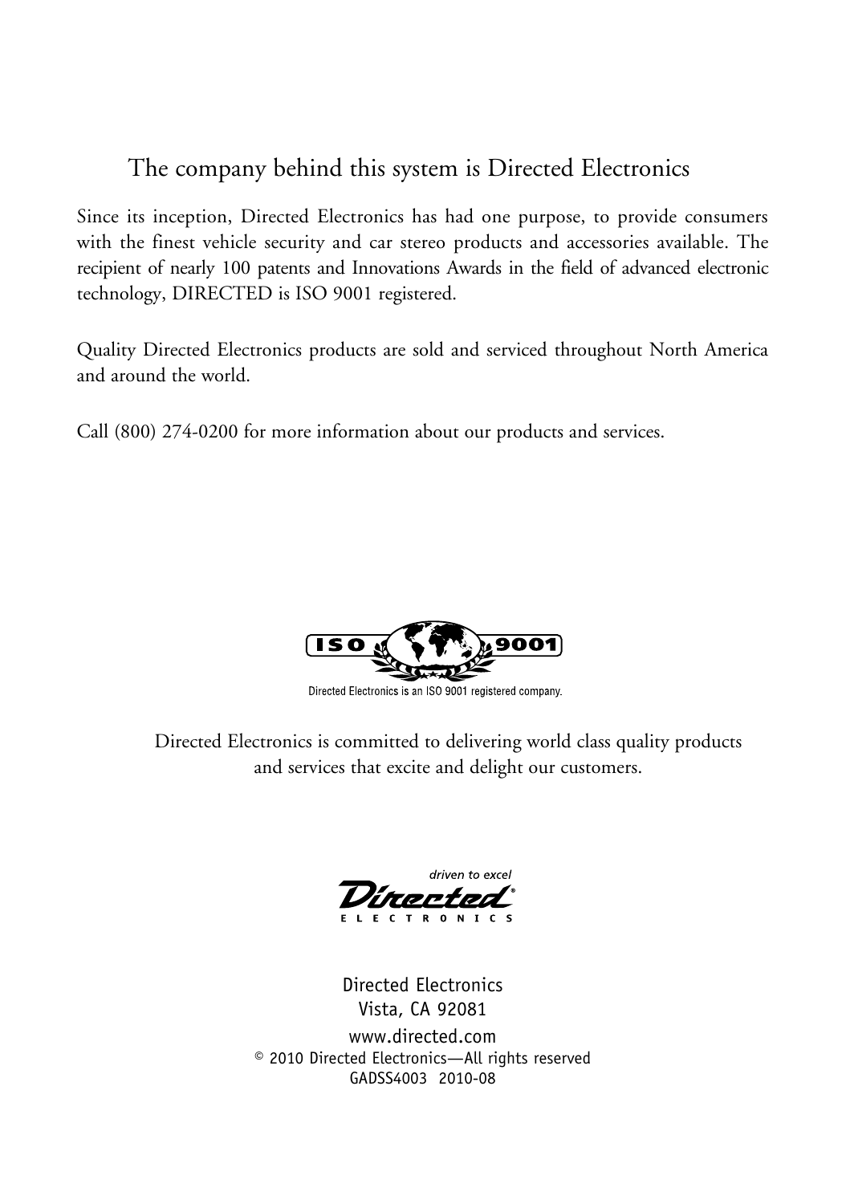## The company behind this system is Directed Electronics

Since its inception, Directed Electronics has had one purpose, to provide consumers with the finest vehicle security and car stereo products and accessories available. The recipient of nearly 100 patents and Innovations Awards in the field of advanced electronic technology, DIRECTED is ISO 9001 registered.

Quality Directed Electronics products are sold and serviced throughout North America and around the world.

Call (800) 274-0200 for more information about our products and services.

ISO 9001

Directed Electronics is an ISO 9001 registered company.

Directed Electronics is committed to delivering world class quality products and services that excite and delight our customers.

driven to excel

Directed® ELECTRONICS

Directed Electronics
Vista, CA 92081
www.directed.com
© 2010 Directed Electronics—All rights reserved
GADSS4003 2010-08